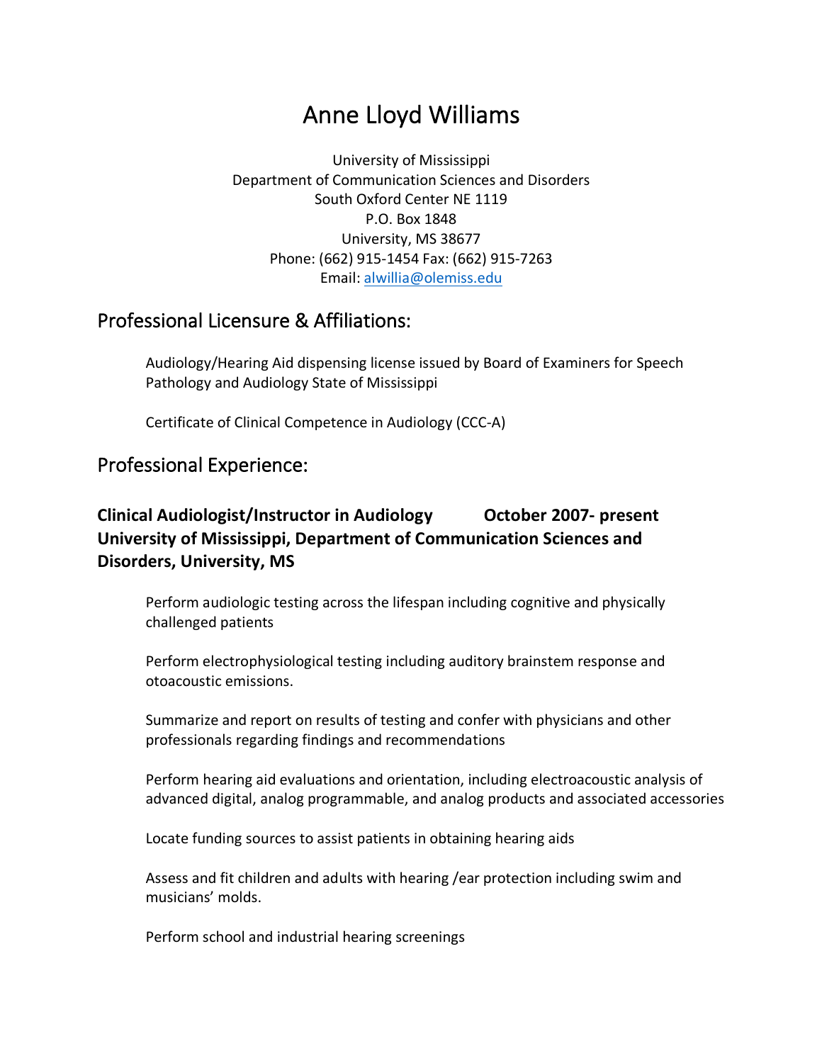# Anne Lloyd Williams

University of Mississippi
Department of Communication Sciences and Disorders
South Oxford Center NE 1119
P.O. Box 1848
University, MS 38677
Phone: (662) 915-1454 Fax: (662) 915-7263
Email: alwillia@olemiss.edu

## Professional Licensure & Affiliations:

Audiology/Hearing Aid dispensing license issued by Board of Examiners for Speech Pathology and Audiology State of Mississippi

Certificate of Clinical Competence in Audiology (CCC-A)

## Professional Experience:

### Clinical Audiologist/Instructor in Audiology October 2007- present
### University of Mississippi, Department of Communication Sciences and Disorders, University, MS

Perform audiologic testing across the lifespan including cognitive and physically challenged patients

Perform electrophysiological testing including auditory brainstem response and otoacoustic emissions.

Summarize and report on results of testing and confer with physicians and other professionals regarding findings and recommendations

Perform hearing aid evaluations and orientation, including electroacoustic analysis of advanced digital, analog programmable, and analog products and associated accessories

Locate funding sources to assist patients in obtaining hearing aids

Assess and fit children and adults with hearing /ear protection including swim and musicians' molds.

Perform school and industrial hearing screenings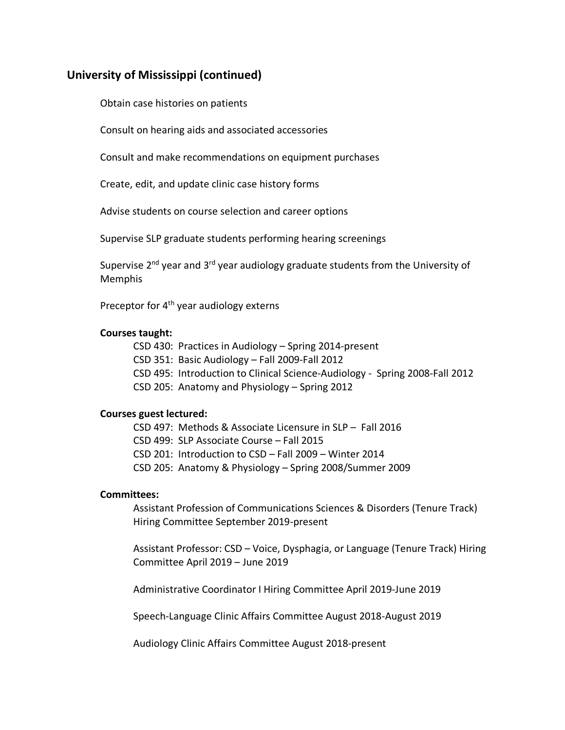## University of Mississippi (continued)

Obtain case histories on patients

Consult on hearing aids and associated accessories

Consult and make recommendations on equipment purchases

Create, edit, and update clinic case history forms

Advise students on course selection and career options

Supervise SLP graduate students performing hearing screenings

Supervise 2nd year and 3rd year audiology graduate students from the University of Memphis

Preceptor for 4th year audiology externs

**Courses taught:**

CSD 430: Practices in Audiology – Spring 2014-present
CSD 351: Basic Audiology – Fall 2009-Fall 2012
CSD 495: Introduction to Clinical Science-Audiology - Spring 2008-Fall 2012
CSD 205: Anatomy and Physiology – Spring 2012

**Courses guest lectured:**

CSD 497: Methods & Associate Licensure in SLP – Fall 2016
CSD 499: SLP Associate Course – Fall 2015
CSD 201: Introduction to CSD – Fall 2009 – Winter 2014
CSD 205: Anatomy & Physiology – Spring 2008/Summer 2009

**Committees:**

Assistant Profession of Communications Sciences & Disorders (Tenure Track) Hiring Committee September 2019-present

Assistant Professor: CSD – Voice, Dysphagia, or Language (Tenure Track) Hiring Committee April 2019 – June 2019

Administrative Coordinator I Hiring Committee April 2019-June 2019

Speech-Language Clinic Affairs Committee August 2018-August 2019

Audiology Clinic Affairs Committee August 2018-present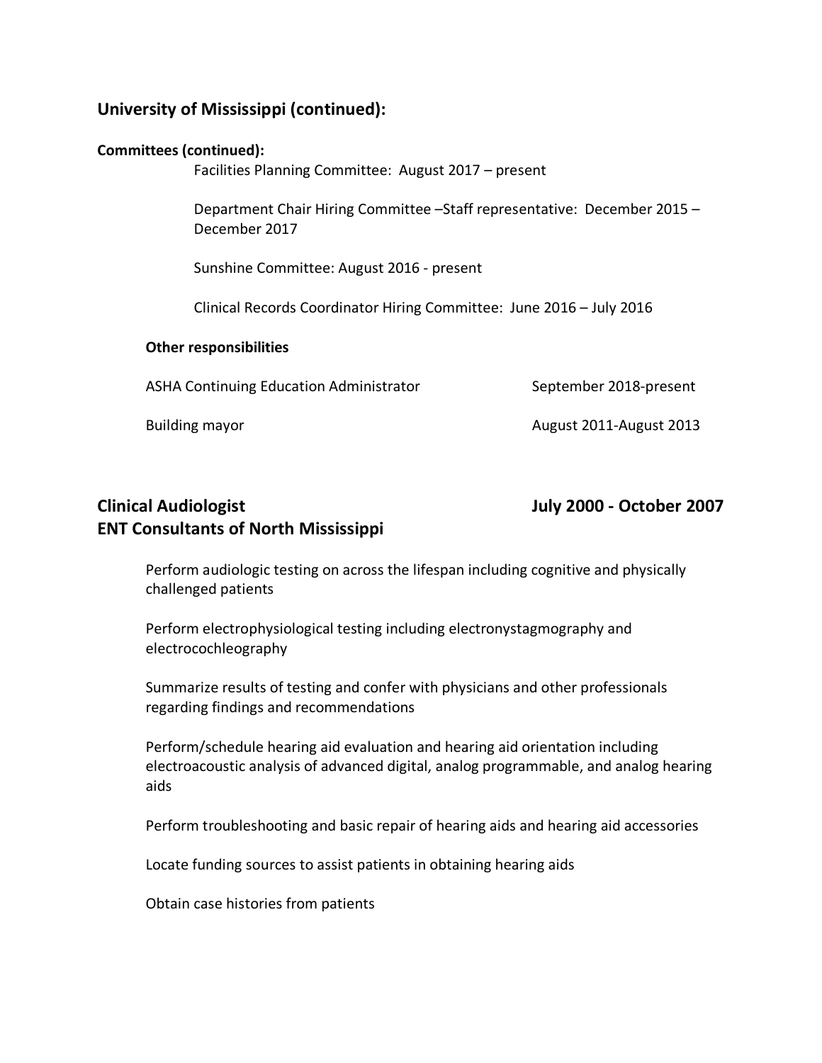## University of Mississippi (continued):

**Committees (continued):**

Facilities Planning Committee: August 2017 – present

Department Chair Hiring Committee –Staff representative: December 2015 – December 2017

Sunshine Committee: August 2016 - present

Clinical Records Coordinator Hiring Committee: June 2016 – July 2016

**Other responsibilities**

ASHA Continuing Education Administrator September 2018-present

Building mayor August 2011-August 2013

## Clinical Audiologist July 2000 - October 2007
## ENT Consultants of North Mississippi

Perform audiologic testing on across the lifespan including cognitive and physically challenged patients

Perform electrophysiological testing including electronystagmography and electrocochleography

Summarize results of testing and confer with physicians and other professionals regarding findings and recommendations

Perform/schedule hearing aid evaluation and hearing aid orientation including electroacoustic analysis of advanced digital, analog programmable, and analog hearing aids

Perform troubleshooting and basic repair of hearing aids and hearing aid accessories

Locate funding sources to assist patients in obtaining hearing aids

Obtain case histories from patients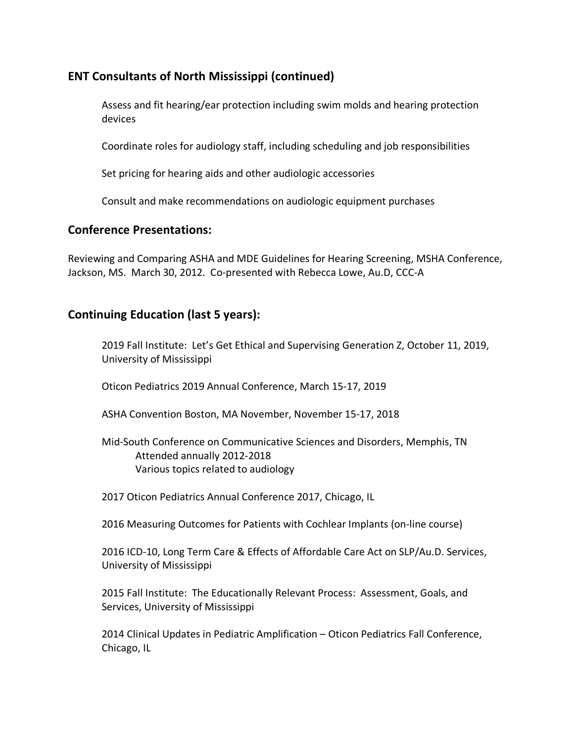## ENT Consultants of North Mississippi (continued)

Assess and fit hearing/ear protection including swim molds and hearing protection devices

Coordinate roles for audiology staff, including scheduling and job responsibilities

Set pricing for hearing aids and other audiologic accessories

Consult and make recommendations on audiologic equipment purchases

## Conference Presentations:

Reviewing and Comparing ASHA and MDE Guidelines for Hearing Screening, MSHA Conference, Jackson, MS. March 30, 2012. Co-presented with Rebecca Lowe, Au.D, CCC-A

## Continuing Education (last 5 years):

2019 Fall Institute: Let's Get Ethical and Supervising Generation Z, October 11, 2019, University of Mississippi

Oticon Pediatrics 2019 Annual Conference, March 15-17, 2019

ASHA Convention Boston, MA November, November 15-17, 2018

Mid-South Conference on Communicative Sciences and Disorders, Memphis, TN
Attended annually 2012-2018
Various topics related to audiology

2017 Oticon Pediatrics Annual Conference 2017, Chicago, IL

2016 Measuring Outcomes for Patients with Cochlear Implants (on-line course)

2016 ICD-10, Long Term Care & Effects of Affordable Care Act on SLP/Au.D. Services, University of Mississippi

2015 Fall Institute: The Educationally Relevant Process: Assessment, Goals, and Services, University of Mississippi

2014 Clinical Updates in Pediatric Amplification – Oticon Pediatrics Fall Conference, Chicago, IL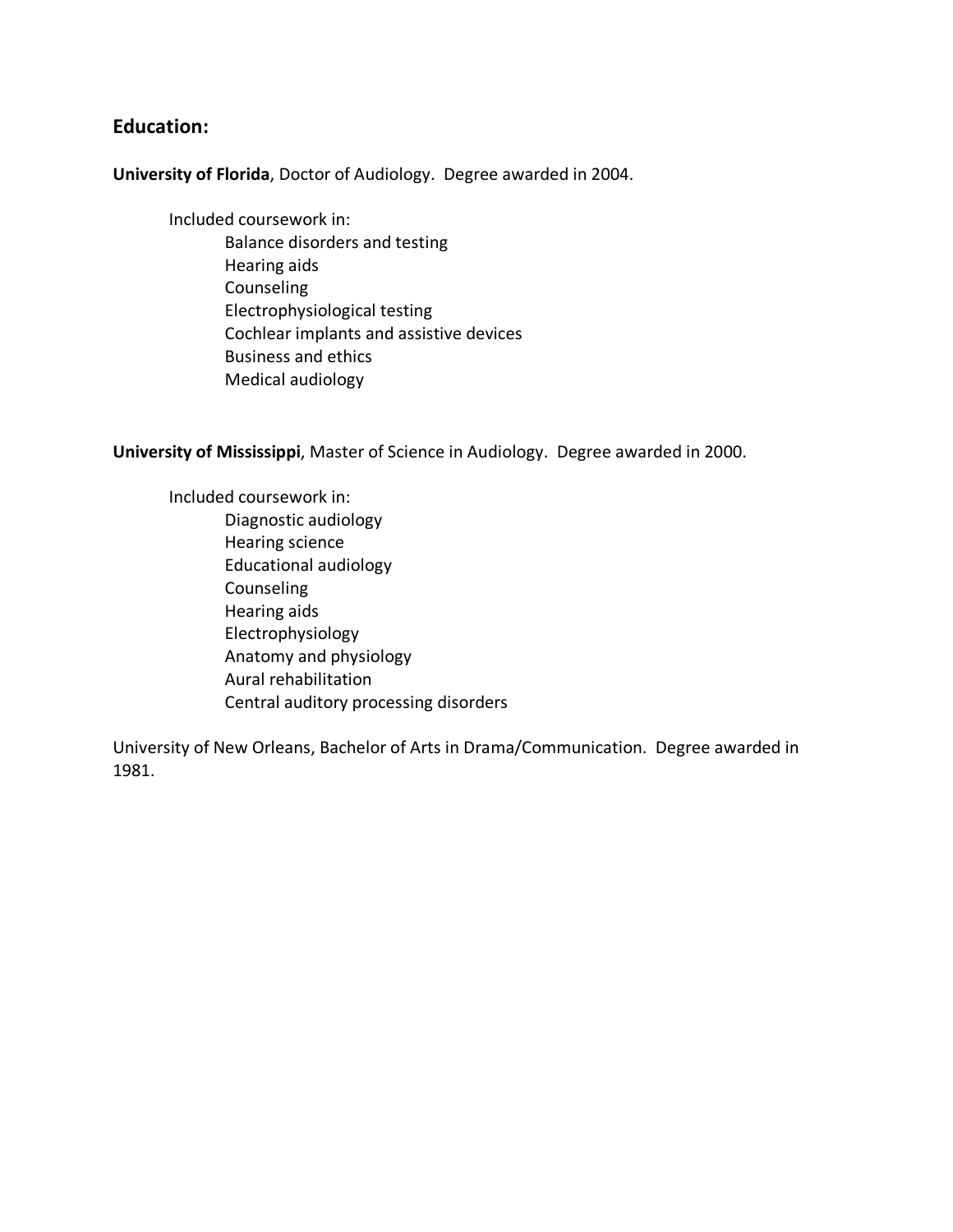## Education:

**University of Florida**, Doctor of Audiology. Degree awarded in 2004.

Included coursework in:

- Balance disorders and testing
- Hearing aids
- Counseling
- Electrophysiological testing
- Cochlear implants and assistive devices
- Business and ethics
- Medical audiology

**University of Mississippi**, Master of Science in Audiology. Degree awarded in 2000.

Included coursework in:

- Diagnostic audiology
- Hearing science
- Educational audiology
- Counseling
- Hearing aids
- Electrophysiology
- Anatomy and physiology
- Aural rehabilitation
- Central auditory processing disorders

University of New Orleans, Bachelor of Arts in Drama/Communication. Degree awarded in 1981.